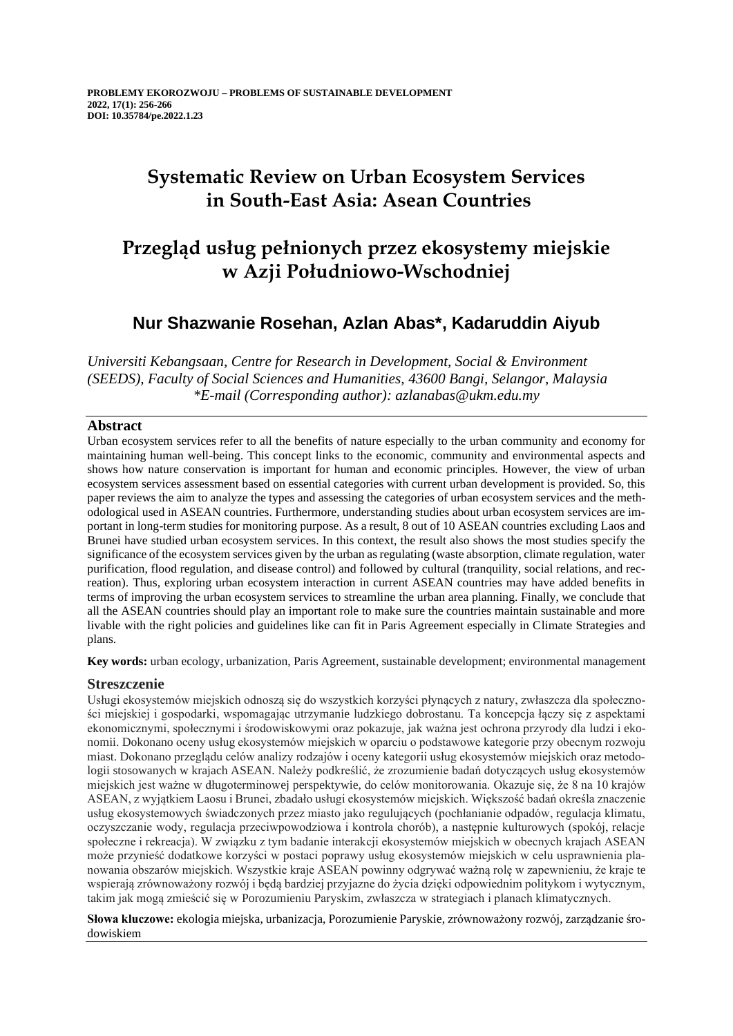**PROBLEMY EKOROZWOJU – PROBLEMS OF SUSTAINABLE DEVELOPMENT**
**2022, 17(1): 256-266**
**DOI: 10.35784/pe.2022.1.23**

# Systematic Review on Urban Ecosystem Services in South-East Asia: Asean Countries

# Przegląd usług pełnionych przez ekosystemy miejskie w Azji Południowo-Wschodniej

## Nur Shazwanie Rosehan, Azlan Abas*, Kadaruddin Aiyub

*Universiti Kebangsaan, Centre for Research in Development, Social & Environment (SEEDS), Faculty of Social Sciences and Humanities, 43600 Bangi, Selangor, Malaysia*
*\*E-mail (Corresponding author): azlanabas@ukm.edu.my*

### Abstract

Urban ecosystem services refer to all the benefits of nature especially to the urban community and economy for maintaining human well-being. This concept links to the economic, community and environmental aspects and shows how nature conservation is important for human and economic principles. However, the view of urban ecosystem services assessment based on essential categories with current urban development is provided. So, this paper reviews the aim to analyze the types and assessing the categories of urban ecosystem services and the methodological used in ASEAN countries. Furthermore, understanding studies about urban ecosystem services are important in long-term studies for monitoring purpose. As a result, 8 out of 10 ASEAN countries excluding Laos and Brunei have studied urban ecosystem services. In this context, the result also shows the most studies specify the significance of the ecosystem services given by the urban as regulating (waste absorption, climate regulation, water purification, flood regulation, and disease control) and followed by cultural (tranquility, social relations, and recreation). Thus, exploring urban ecosystem interaction in current ASEAN countries may have added benefits in terms of improving the urban ecosystem services to streamline the urban area planning. Finally, we conclude that all the ASEAN countries should play an important role to make sure the countries maintain sustainable and more livable with the right policies and guidelines like can fit in Paris Agreement especially in Climate Strategies and plans.

**Key words:** urban ecology, urbanization, Paris Agreement, sustainable development; environmental management

### Streszczenie

Usługi ekosystemów miejskich odnoszą się do wszystkich korzyści płynących z natury, zwłaszcza dla społeczności miejskiej i gospodarki, wspomagając utrzymanie ludzkiego dobrostanu. Ta koncepcja łączy się z aspektami ekonomicznymi, społecznymi i środowiskowymi oraz pokazuje, jak ważna jest ochrona przyrody dla ludzi i ekonomii. Dokonano oceny usług ekosystemów miejskich w oparciu o podstawowe kategorie przy obecnym rozwoju miast. Dokonano przeglądu celów analizy rodzajów i oceny kategorii usług ekosystemów miejskich oraz metodologii stosowanych w krajach ASEAN. Należy podkreślić, że zrozumienie badań dotyczących usług ekosystemów miejskich jest ważne w długoterminowej perspektywie, do celów monitorowania. Okazuje się, że 8 na 10 krajów ASEAN, z wyjątkiem Laosu i Brunei, zbadało usługi ekosystemów miejskich. Większość badań określa znaczenie usług ekosystemowych świadczonych przez miasto jako regulujących (pochłanianie odpadów, regulacja klimatu, oczyszczanie wody, regulacja przeciwpowodziowa i kontrola chorób), a następnie kulturowych (spokój, relacje społeczne i rekreacja). W związku z tym badanie interakcji ekosystemów miejskich w obecnych krajach ASEAN może przynieść dodatkowe korzyści w postaci poprawy usług ekosystemów miejskich w celu usprawnienia planowania obszarów miejskich. Wszystkie kraje ASEAN powinny odgrywać ważną rolę w zapewnieniu, że kraje te wspierają zrównoważony rozwój i będą bardziej przyjazne do życia dzięki odpowiednim politykom i wytycznym, takim jak mogą zmieścić się w Porozumieniu Paryskim, zwłaszcza w strategiach i planach klimatycznych.

**Słowa kluczowe:** ekologia miejska, urbanizacja, Porozumienie Paryskie, zrównoważony rozwój, zarządzanie środowiskiem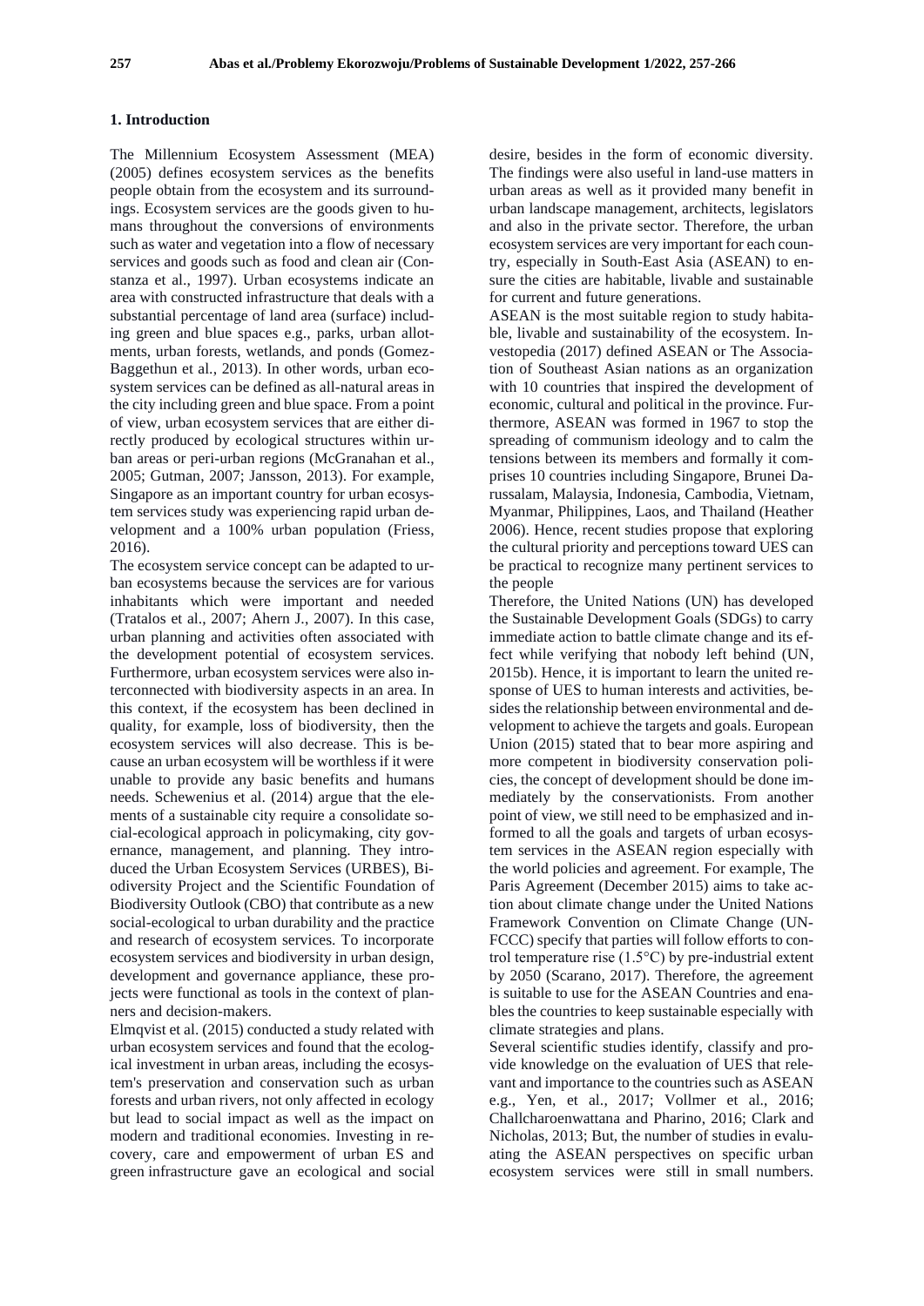## 1. Introduction

The Millennium Ecosystem Assessment (MEA) (2005) defines ecosystem services as the benefits people obtain from the ecosystem and its surroundings. Ecosystem services are the goods given to humans throughout the conversions of environments such as water and vegetation into a flow of necessary services and goods such as food and clean air (Constanza et al., 1997). Urban ecosystems indicate an area with constructed infrastructure that deals with a substantial percentage of land area (surface) including green and blue spaces e.g., parks, urban allotments, urban forests, wetlands, and ponds (Gomez-Baggethun et al., 2013). In other words, urban ecosystem services can be defined as all-natural areas in the city including green and blue space. From a point of view, urban ecosystem services that are either directly produced by ecological structures within urban areas or peri-urban regions (McGranahan et al., 2005; Gutman, 2007; Jansson, 2013). For example, Singapore as an important country for urban ecosystem services study was experiencing rapid urban development and a 100% urban population (Friess, 2016).

The ecosystem service concept can be adapted to urban ecosystems because the services are for various inhabitants which were important and needed (Tratalos et al., 2007; Ahern J., 2007). In this case, urban planning and activities often associated with the development potential of ecosystem services. Furthermore, urban ecosystem services were also interconnected with biodiversity aspects in an area. In this context, if the ecosystem has been declined in quality, for example, loss of biodiversity, then the ecosystem services will also decrease. This is because an urban ecosystem will be worthless if it were unable to provide any basic benefits and humans needs. Schewenius et al. (2014) argue that the elements of a sustainable city require a consolidate social-ecological approach in policymaking, city governance, management, and planning. They introduced the Urban Ecosystem Services (URBES), Biodiversity Project and the Scientific Foundation of Biodiversity Outlook (CBO) that contribute as a new social-ecological to urban durability and the practice and research of ecosystem services. To incorporate ecosystem services and biodiversity in urban design, development and governance appliance, these projects were functional as tools in the context of planners and decision-makers.

Elmqvist et al. (2015) conducted a study related with urban ecosystem services and found that the ecological investment in urban areas, including the ecosystem's preservation and conservation such as urban forests and urban rivers, not only affected in ecology but lead to social impact as well as the impact on modern and traditional economies. Investing in recovery, care and empowerment of urban ES and green infrastructure gave an ecological and social desire, besides in the form of economic diversity. The findings were also useful in land-use matters in urban areas as well as it provided many benefit in urban landscape management, architects, legislators and also in the private sector. Therefore, the urban ecosystem services are very important for each country, especially in South-East Asia (ASEAN) to ensure the cities are habitable, livable and sustainable for current and future generations.

ASEAN is the most suitable region to study habitable, livable and sustainability of the ecosystem. Investopedia (2017) defined ASEAN or The Association of Southeast Asian nations as an organization with 10 countries that inspired the development of economic, cultural and political in the province. Furthermore, ASEAN was formed in 1967 to stop the spreading of communism ideology and to calm the tensions between its members and formally it comprises 10 countries including Singapore, Brunei Darussalam, Malaysia, Indonesia, Cambodia, Vietnam, Myanmar, Philippines, Laos, and Thailand (Heather 2006). Hence, recent studies propose that exploring the cultural priority and perceptions toward UES can be practical to recognize many pertinent services to the people

Therefore, the United Nations (UN) has developed the Sustainable Development Goals (SDGs) to carry immediate action to battle climate change and its effect while verifying that nobody left behind (UN, 2015b). Hence, it is important to learn the united response of UES to human interests and activities, besides the relationship between environmental and development to achieve the targets and goals. European Union (2015) stated that to bear more aspiring and more competent in biodiversity conservation policies, the concept of development should be done immediately by the conservationists. From another point of view, we still need to be emphasized and informed to all the goals and targets of urban ecosystem services in the ASEAN region especially with the world policies and agreement. For example, The Paris Agreement (December 2015) aims to take action about climate change under the United Nations Framework Convention on Climate Change (UNFCCC) specify that parties will follow efforts to control temperature rise (1.5°C) by pre-industrial extent by 2050 (Scarano, 2017). Therefore, the agreement is suitable to use for the ASEAN Countries and enables the countries to keep sustainable especially with climate strategies and plans.

Several scientific studies identify, classify and provide knowledge on the evaluation of UES that relevant and importance to the countries such as ASEAN e.g., Yen, et al., 2017; Vollmer et al., 2016; Challcharoenwattana and Pharino, 2016; Clark and Nicholas, 2013; But, the number of studies in evaluating the ASEAN perspectives on specific urban ecosystem services were still in small numbers.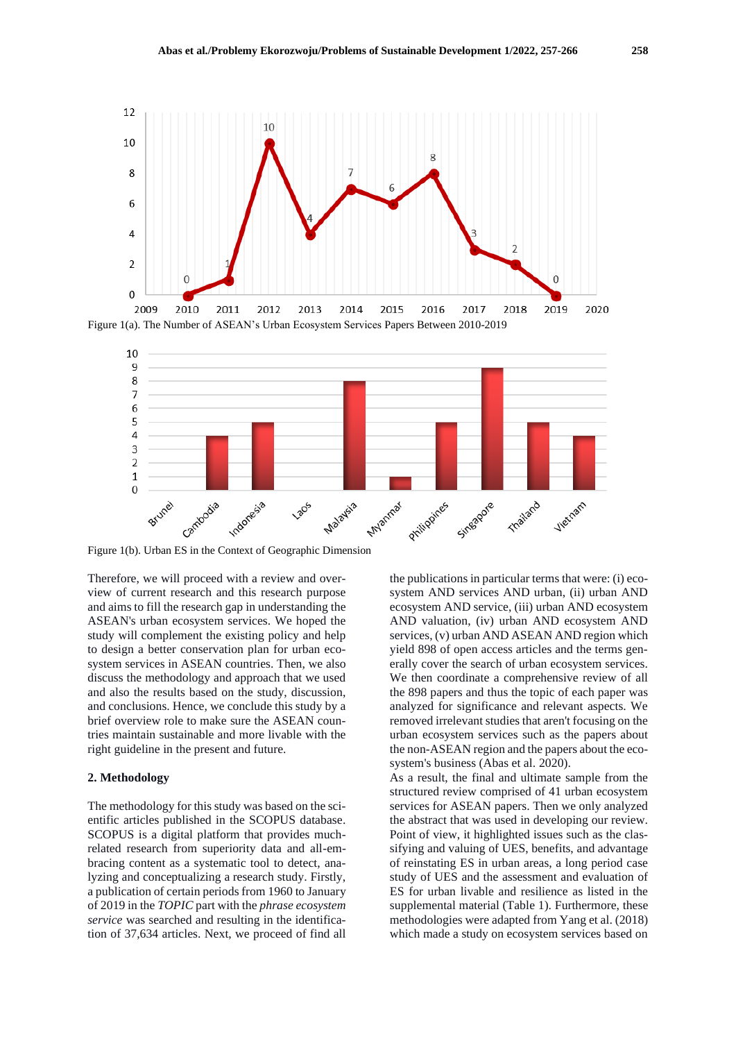Figure 1(a). The Number of ASEAN's Urban Ecosystem Services Papers Between 2010-2019

Figure 1(b). Urban ES in the Context of Geographic Dimension

Therefore, we will proceed with a review and overview of current research and this research purpose and aims to fill the research gap in understanding the ASEAN's urban ecosystem services. We hoped the study will complement the existing policy and help to design a better conservation plan for urban ecosystem services in ASEAN countries. Then, we also discuss the methodology and approach that we used and also the results based on the study, discussion, and conclusions. Hence, we conclude this study by a brief overview role to make sure the ASEAN countries maintain sustainable and more livable with the right guideline in the present and future.

## 2. Methodology

The methodology for this study was based on the scientific articles published in the SCOPUS database. SCOPUS is a digital platform that provides much-related research from superiority data and all-embracing content as a systematic tool to detect, analyzing and conceptualizing a research study. Firstly, a publication of certain periods from 1960 to January of 2019 in the *TOPIC* part with the *phrase ecosystem service* was searched and resulting in the identification of 37,634 articles. Next, we proceed of find all the publications in particular terms that were: (i) ecosystem AND services AND urban, (ii) urban AND ecosystem AND service, (iii) urban AND ecosystem AND valuation, (iv) urban AND ecosystem AND services, (v) urban AND ASEAN AND region which yield 898 of open access articles and the terms generally cover the search of urban ecosystem services. We then coordinate a comprehensive review of all the 898 papers and thus the topic of each paper was analyzed for significance and relevant aspects. We removed irrelevant studies that aren't focusing on the urban ecosystem services such as the papers about the non-ASEAN region and the papers about the ecosystem's business (Abas et al. 2020).

As a result, the final and ultimate sample from the structured review comprised of 41 urban ecosystem services for ASEAN papers. Then we only analyzed the abstract that was used in developing our review. Point of view, it highlighted issues such as the classifying and valuing of UES, benefits, and advantage of reinstating ES in urban areas, a long period case study of UES and the assessment and evaluation of ES for urban livable and resilience as listed in the supplemental material (Table 1). Furthermore, these methodologies were adapted from Yang et al. (2018) which made a study on ecosystem services based on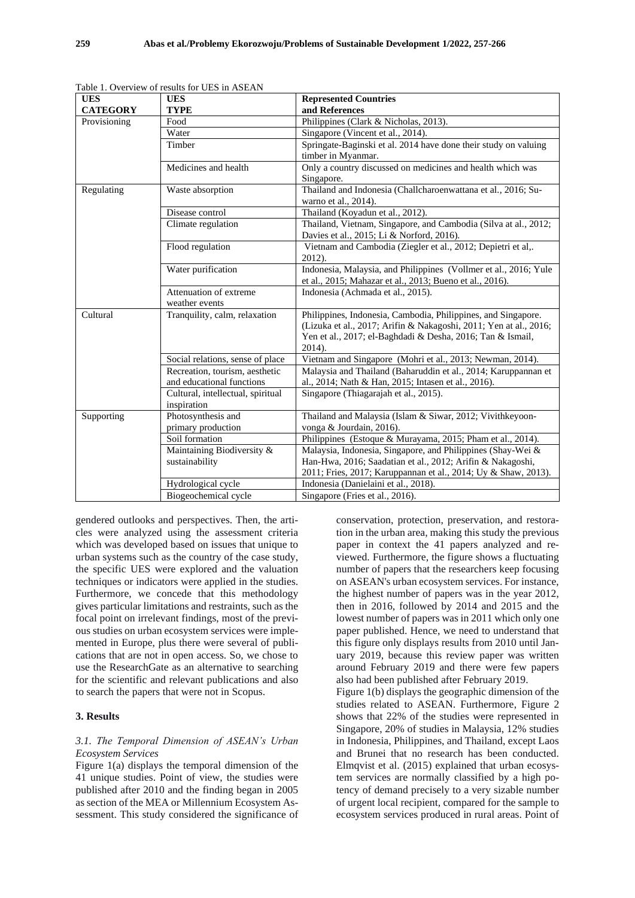Table 1. Overview of results for UES in ASEAN

| UES CATEGORY | UES TYPE | Represented Countries and References |
|---|---|---|
| Provisioning | Food | Philippines (Clark & Nicholas, 2013). |
| | Water | Singapore (Vincent et al., 2014). |
| | Timber | Springate-Baginski et al. 2014 have done their study on valuing timber in Myanmar. |
| | Medicines and health | Only a country discussed on medicines and health which was Singapore. |
| Regulating | Waste absorption | Thailand and Indonesia (Challcharoenwattana et al., 2016; Su-warno et al., 2014). |
| | Disease control | Thailand (Koyadun et al., 2012). |
| | Climate regulation | Thailand, Vietnam, Singapore, and Cambodia (Silva at al., 2012; Davies et al., 2015; Li & Norford, 2016). |
| | Flood regulation | Vietnam and Cambodia (Ziegler et al., 2012; Depietri et al,. 2012). |
| | Water purification | Indonesia, Malaysia, and Philippines (Vollmer et al., 2016; Yule et al., 2015; Mahazar et al., 2013; Bueno et al., 2016). |
| | Attenuation of extreme weather events | Indonesia (Achmada et al., 2015). |
| Cultural | Tranquility, calm, relaxation | Philippines, Indonesia, Cambodia, Philippines, and Singapore. (Lizuka et al., 2017; Arifin & Nakagoshi, 2011; Yen at al., 2016; Yen et al., 2017; el-Baghdadi & Desha, 2016; Tan & Ismail, 2014). |
| | Social relations, sense of place | Vietnam and Singapore (Mohri et al., 2013; Newman, 2014). |
| | Recreation, tourism, aesthetic and educational functions | Malaysia and Thailand (Baharuddin et al., 2014; Karuppannan et al., 2014; Nath & Han, 2015; Intasen et al., 2016). |
| | Cultural, intellectual, spiritual inspiration | Singapore (Thiagarajah et al., 2015). |
| Supporting | Photosynthesis and primary production | Thailand and Malaysia (Islam & Siwar, 2012; Vivithkeyoon-vonga & Jourdain, 2016). |
| | Soil formation | Philippines (Estoque & Murayama, 2015; Pham et al., 2014). |
| | Maintaining Biodiversity & sustainability | Malaysia, Indonesia, Singapore, and Philippines (Shay-Wei & Han-Hwa, 2016; Saadatian et al., 2012; Arifin & Nakagoshi, 2011; Fries, 2017; Karuppannan et al., 2014; Uy & Shaw, 2013). |
| | Hydrological cycle | Indonesia (Danielaini et al., 2018). |
| | Biogeochemical cycle | Singapore (Fries et al., 2016). |

gendered outlooks and perspectives. Then, the articles were analyzed using the assessment criteria which was developed based on issues that unique to urban systems such as the country of the case study, the specific UES were explored and the valuation techniques or indicators were applied in the studies. Furthermore, we concede that this methodology gives particular limitations and restraints, such as the focal point on irrelevant findings, most of the previous studies on urban ecosystem services were implemented in Europe, plus there were several of publications that are not in open access. So, we chose to use the ResearchGate as an alternative to searching for the scientific and relevant publications and also to search the papers that were not in Scopus.

## 3. Results

### *3.1. The Temporal Dimension of ASEAN's Urban Ecosystem Services*

Figure 1(a) displays the temporal dimension of the 41 unique studies. Point of view, the studies were published after 2010 and the finding began in 2005 as section of the MEA or Millennium Ecosystem Assessment. This study considered the significance of conservation, protection, preservation, and restoration in the urban area, making this study the previous paper in context the 41 papers analyzed and reviewed. Furthermore, the figure shows a fluctuating number of papers that the researchers keep focusing on ASEAN's urban ecosystem services. For instance, the highest number of papers was in the year 2012, then in 2016, followed by 2014 and 2015 and the lowest number of papers was in 2011 which only one paper published. Hence, we need to understand that this figure only displays results from 2010 until January 2019, because this review paper was written around February 2019 and there were few papers also had been published after February 2019.

Figure 1(b) displays the geographic dimension of the studies related to ASEAN. Furthermore, Figure 2 shows that 22% of the studies were represented in Singapore, 20% of studies in Malaysia, 12% studies in Indonesia, Philippines, and Thailand, except Laos and Brunei that no research has been conducted. Elmqvist et al. (2015) explained that urban ecosystem services are normally classified by a high potency of demand precisely to a very sizable number of urgent local recipient, compared for the sample to ecosystem services produced in rural areas. Point of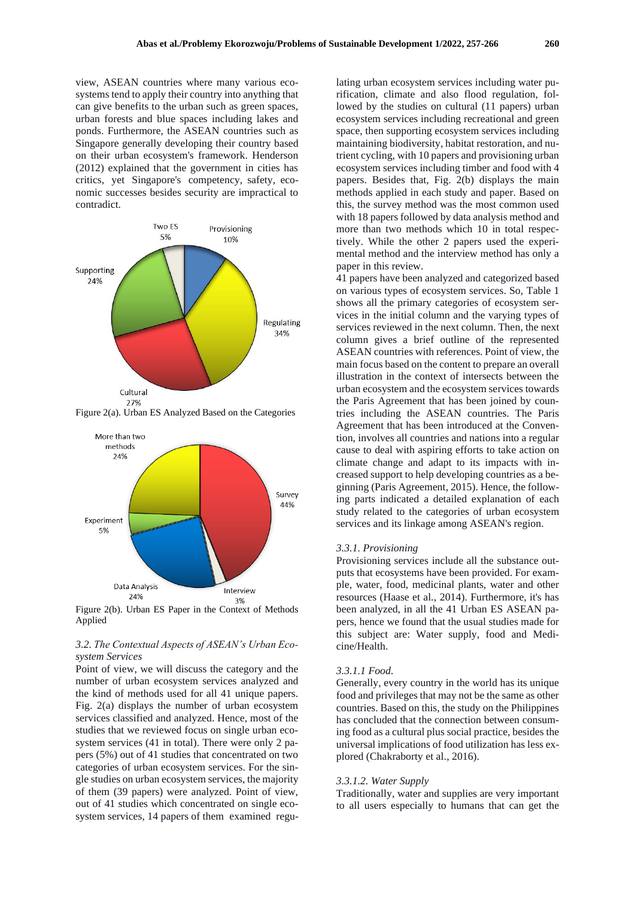view, ASEAN countries where many various ecosystems tend to apply their country into anything that can give benefits to the urban such as green spaces, urban forests and blue spaces including lakes and ponds. Furthermore, the ASEAN countries such as Singapore generally developing their country based on their urban ecosystem's framework. Henderson (2012) explained that the government in cities has critics, yet Singapore's competency, safety, economic successes besides security are impractical to contradict.

Figure 2(a). Urban ES Analyzed Based on the Categories

Figure 2(b). Urban ES Paper in the Context of Methods Applied

### 3.2. The Contextual Aspects of ASEAN's Urban Ecosystem Services

Point of view, we will discuss the category and the number of urban ecosystem services analyzed and the kind of methods used for all 41 unique papers. Fig. 2(a) displays the number of urban ecosystem services classified and analyzed. Hence, most of the studies that we reviewed focus on single urban ecosystem services (41 in total). There were only 2 papers (5%) out of 41 studies that concentrated on two categories of urban ecosystem services. For the single studies on urban ecosystem services, the majority of them (39 papers) were analyzed. Point of view, out of 41 studies which concentrated on single ecosystem services, 14 papers of them examined regulating urban ecosystem services including water purification, climate and also flood regulation, followed by the studies on cultural (11 papers) urban ecosystem services including recreational and green space, then supporting ecosystem services including maintaining biodiversity, habitat restoration, and nutrient cycling, with 10 papers and provisioning urban ecosystem services including timber and food with 4 papers. Besides that, Fig. 2(b) displays the main methods applied in each study and paper. Based on this, the survey method was the most common used with 18 papers followed by data analysis method and more than two methods which 10 in total respectively. While the other 2 papers used the experimental method and the interview method has only a paper in this review.

41 papers have been analyzed and categorized based on various types of ecosystem services. So, Table 1 shows all the primary categories of ecosystem services in the initial column and the varying types of services reviewed in the next column. Then, the next column gives a brief outline of the represented ASEAN countries with references. Point of view, the main focus based on the content to prepare an overall illustration in the context of intersects between the urban ecosystem and the ecosystem services towards the Paris Agreement that has been joined by countries including the ASEAN countries. The Paris Agreement that has been introduced at the Convention, involves all countries and nations into a regular cause to deal with aspiring efforts to take action on climate change and adapt to its impacts with increased support to help developing countries as a beginning (Paris Agreement, 2015). Hence, the following parts indicated a detailed explanation of each study related to the categories of urban ecosystem services and its linkage among ASEAN's region.

#### 3.3.1. Provisioning

Provisioning services include all the substance outputs that ecosystems have been provided. For example, water, food, medicinal plants, water and other resources (Haase et al., 2014). Furthermore, it's has been analyzed, in all the 41 Urban ES ASEAN papers, hence we found that the usual studies made for this subject are: Water supply, food and Medicine/Health.

##### 3.3.1.1 Food.

Generally, every country in the world has its unique food and privileges that may not be the same as other countries. Based on this, the study on the Philippines has concluded that the connection between consuming food as a cultural plus social practice, besides the universal implications of food utilization has less explored (Chakraborty et al., 2016).

##### 3.3.1.2. Water Supply

Traditionally, water and supplies are very important to all users especially to humans that can get the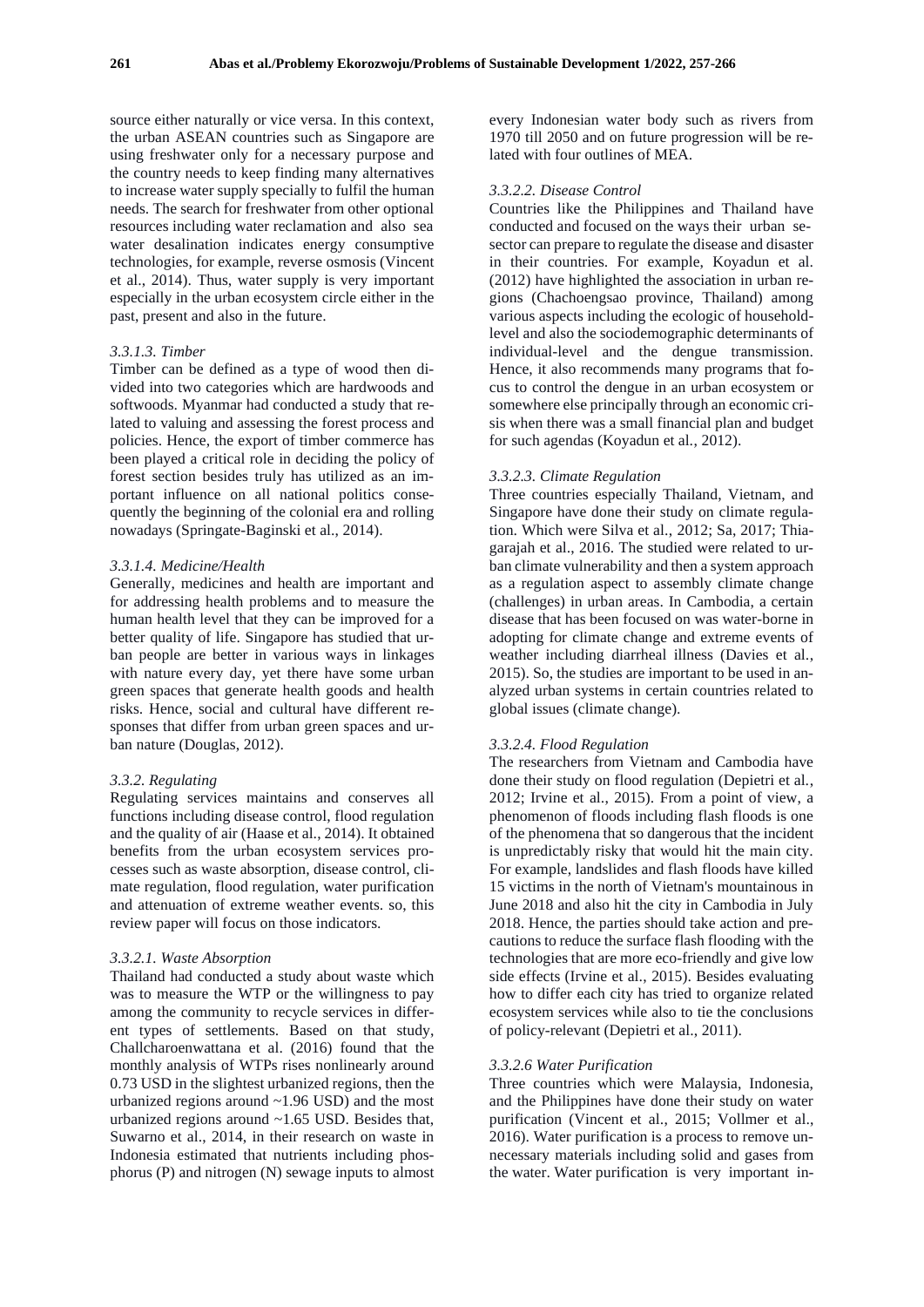source either naturally or vice versa. In this context, the urban ASEAN countries such as Singapore are using freshwater only for a necessary purpose and the country needs to keep finding many alternatives to increase water supply specially to fulfil the human needs. The search for freshwater from other optional resources including water reclamation and also sea water desalination indicates energy consumptive technologies, for example, reverse osmosis (Vincent et al., 2014). Thus, water supply is very important especially in the urban ecosystem circle either in the past, present and also in the future.

#### *3.3.1.3. Timber*

Timber can be defined as a type of wood then divided into two categories which are hardwoods and softwoods. Myanmar had conducted a study that related to valuing and assessing the forest process and policies. Hence, the export of timber commerce has been played a critical role in deciding the policy of forest section besides truly has utilized as an important influence on all national politics consequently the beginning of the colonial era and rolling nowadays (Springate-Baginski et al., 2014).

#### *3.3.1.4. Medicine/Health*

Generally, medicines and health are important and for addressing health problems and to measure the human health level that they can be improved for a better quality of life. Singapore has studied that urban people are better in various ways in linkages with nature every day, yet there have some urban green spaces that generate health goods and health risks. Hence, social and cultural have different responses that differ from urban green spaces and urban nature (Douglas, 2012).

### *3.3.2. Regulating*

Regulating services maintains and conserves all functions including disease control, flood regulation and the quality of air (Haase et al., 2014). It obtained benefits from the urban ecosystem services processes such as waste absorption, disease control, climate regulation, flood regulation, water purification and attenuation of extreme weather events. so, this review paper will focus on those indicators.

#### *3.3.2.1. Waste Absorption*

Thailand had conducted a study about waste which was to measure the WTP or the willingness to pay among the community to recycle services in different types of settlements. Based on that study, Challcharoenwattana et al. (2016) found that the monthly analysis of WTPs rises nonlinearly around 0.73 USD in the slightest urbanized regions, then the urbanized regions around ~1.96 USD) and the most urbanized regions around ~1.65 USD. Besides that, Suwarno et al., 2014, in their research on waste in Indonesia estimated that nutrients including phosphorus (P) and nitrogen (N) sewage inputs to almost every Indonesian water body such as rivers from 1970 till 2050 and on future progression will be related with four outlines of MEA.

#### *3.3.2.2. Disease Control*

Countries like the Philippines and Thailand have conducted and focused on the ways their urban sesector can prepare to regulate the disease and disaster in their countries. For example, Koyadun et al. (2012) have highlighted the association in urban regions (Chachoengsao province, Thailand) among various aspects including the ecologic of household-level and also the sociodemographic determinants of individual-level and the dengue transmission. Hence, it also recommends many programs that focus to control the dengue in an urban ecosystem or somewhere else principally through an economic crisis when there was a small financial plan and budget for such agendas (Koyadun et al., 2012).

#### *3.3.2.3. Climate Regulation*

Three countries especially Thailand, Vietnam, and Singapore have done their study on climate regulation. Which were Silva et al., 2012; Sa, 2017; Thiagarajah et al., 2016. The studied were related to urban climate vulnerability and then a system approach as a regulation aspect to assembly climate change (challenges) in urban areas. In Cambodia, a certain disease that has been focused on was water-borne in adopting for climate change and extreme events of weather including diarrheal illness (Davies et al., 2015). So, the studies are important to be used in analyzed urban systems in certain countries related to global issues (climate change).

#### *3.3.2.4. Flood Regulation*

The researchers from Vietnam and Cambodia have done their study on flood regulation (Depietri et al., 2012; Irvine et al., 2015). From a point of view, a phenomenon of floods including flash floods is one of the phenomena that so dangerous that the incident is unpredictably risky that would hit the main city. For example, landslides and flash floods have killed 15 victims in the north of Vietnam's mountainous in June 2018 and also hit the city in Cambodia in July 2018. Hence, the parties should take action and precautions to reduce the surface flash flooding with the technologies that are more eco-friendly and give low side effects (Irvine et al., 2015). Besides evaluating how to differ each city has tried to organize related ecosystem services while also to tie the conclusions of policy-relevant (Depietri et al., 2011).

#### *3.3.2.6 Water Purification*

Three countries which were Malaysia, Indonesia, and the Philippines have done their study on water purification (Vincent et al., 2015; Vollmer et al., 2016). Water purification is a process to remove unnecessary materials including solid and gases from the water. Water purification is very important in-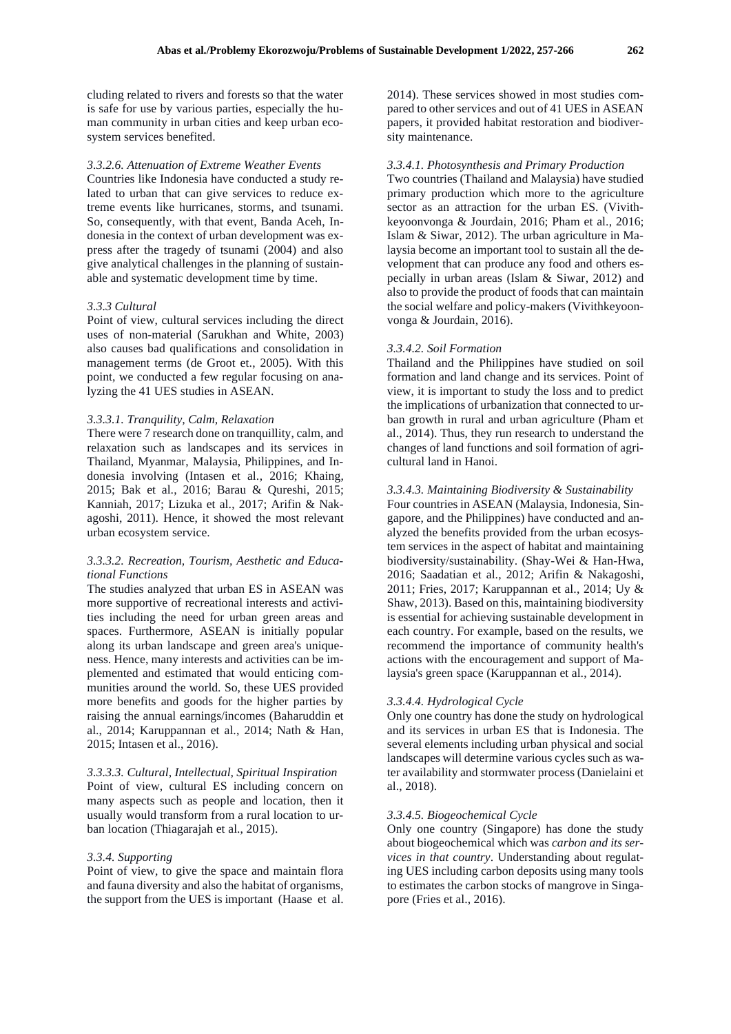cluding related to rivers and forests so that the water is safe for use by various parties, especially the human community in urban cities and keep urban ecosystem services benefited.

#### *3.3.2.6. Attenuation of Extreme Weather Events*

Countries like Indonesia have conducted a study related to urban that can give services to reduce extreme events like hurricanes, storms, and tsunami. So, consequently, with that event, Banda Aceh, Indonesia in the context of urban development was express after the tragedy of tsunami (2004) and also give analytical challenges in the planning of sustainable and systematic development time by time.

### *3.3.3 Cultural*

Point of view, cultural services including the direct uses of non-material (Sarukhan and White, 2003) also causes bad qualifications and consolidation in management terms (de Groot et., 2005). With this point, we conducted a few regular focusing on analyzing the 41 UES studies in ASEAN.

#### *3.3.3.1. Tranquility, Calm, Relaxation*

There were 7 research done on tranquillity, calm, and relaxation such as landscapes and its services in Thailand, Myanmar, Malaysia, Philippines, and Indonesia involving (Intasen et al., 2016; Khaing, 2015; Bak et al., 2016; Barau & Qureshi, 2015; Kanniah, 2017; Lizuka et al., 2017; Arifin & Nakagoshi, 2011). Hence, it showed the most relevant urban ecosystem service.

#### *3.3.3.2. Recreation, Tourism, Aesthetic and Educational Functions*

The studies analyzed that urban ES in ASEAN was more supportive of recreational interests and activities including the need for urban green areas and spaces. Furthermore, ASEAN is initially popular along its urban landscape and green area's uniqueness. Hence, many interests and activities can be implemented and estimated that would enticing communities around the world. So, these UES provided more benefits and goods for the higher parties by raising the annual earnings/incomes (Baharuddin et al., 2014; Karuppannan et al., 2014; Nath & Han, 2015; Intasen et al., 2016).

#### *3.3.3.3. Cultural, Intellectual, Spiritual Inspiration*

Point of view, cultural ES including concern on many aspects such as people and location, then it usually would transform from a rural location to urban location (Thiagarajah et al., 2015).

### *3.3.4. Supporting*

Point of view, to give the space and maintain flora and fauna diversity and also the habitat of organisms, the support from the UES is important (Haase et al. 2014). These services showed in most studies compared to other services and out of 41 UES in ASEAN papers, it provided habitat restoration and biodiversity maintenance.

#### *3.3.4.1. Photosynthesis and Primary Production*

Two countries (Thailand and Malaysia) have studied primary production which more to the agriculture sector as an attraction for the urban ES. (Vivithkeyoonvonga & Jourdain, 2016; Pham et al., 2016; Islam & Siwar, 2012). The urban agriculture in Malaysia become an important tool to sustain all the development that can produce any food and others especially in urban areas (Islam & Siwar, 2012) and also to provide the product of foods that can maintain the social welfare and policy-makers (Vivithkeyoonvonga & Jourdain, 2016).

#### *3.3.4.2. Soil Formation*

Thailand and the Philippines have studied on soil formation and land change and its services. Point of view, it is important to study the loss and to predict the implications of urbanization that connected to urban growth in rural and urban agriculture (Pham et al., 2014). Thus, they run research to understand the changes of land functions and soil formation of agricultural land in Hanoi.

#### *3.3.4.3. Maintaining Biodiversity & Sustainability*

Four countries in ASEAN (Malaysia, Indonesia, Singapore, and the Philippines) have conducted and analyzed the benefits provided from the urban ecosystem services in the aspect of habitat and maintaining biodiversity/sustainability. (Shay-Wei & Han-Hwa, 2016; Saadatian et al., 2012; Arifin & Nakagoshi, 2011; Fries, 2017; Karuppannan et al., 2014; Uy & Shaw, 2013). Based on this, maintaining biodiversity is essential for achieving sustainable development in each country. For example, based on the results, we recommend the importance of community health's actions with the encouragement and support of Malaysia's green space (Karuppannan et al., 2014).

#### *3.3.4.4. Hydrological Cycle*

Only one country has done the study on hydrological and its services in urban ES that is Indonesia. The several elements including urban physical and social landscapes will determine various cycles such as water availability and stormwater process (Danielaini et al., 2018).

#### *3.3.4.5. Biogeochemical Cycle*

Only one country (Singapore) has done the study about biogeochemical which was *carbon and its services in that country*. Understanding about regulating UES including carbon deposits using many tools to estimates the carbon stocks of mangrove in Singapore (Fries et al., 2016).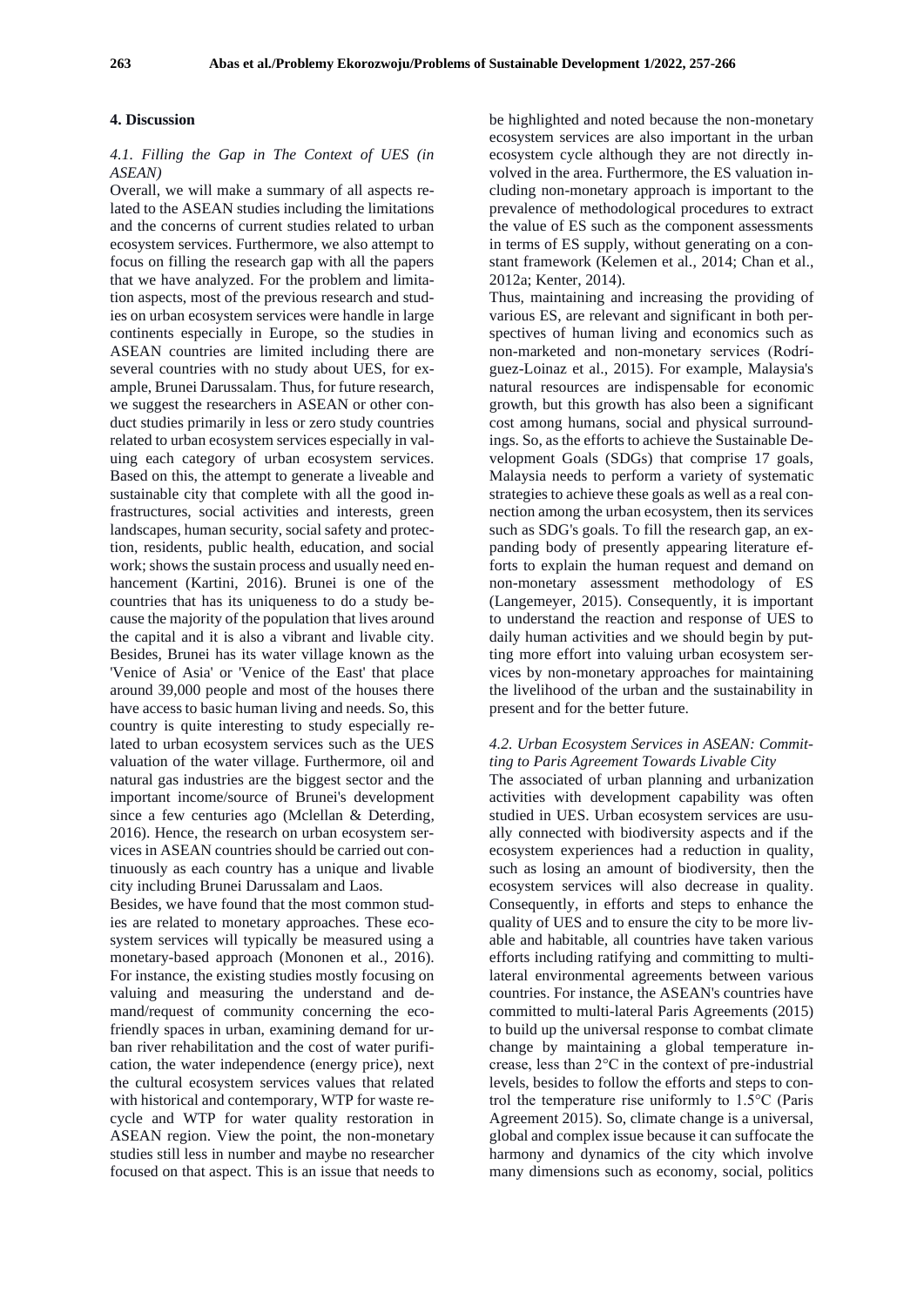## 4. Discussion

### *4.1. Filling the Gap in The Context of UES (in ASEAN)*

Overall, we will make a summary of all aspects related to the ASEAN studies including the limitations and the concerns of current studies related to urban ecosystem services. Furthermore, we also attempt to focus on filling the research gap with all the papers that we have analyzed. For the problem and limitation aspects, most of the previous research and studies on urban ecosystem services were handle in large continents especially in Europe, so the studies in ASEAN countries are limited including there are several countries with no study about UES, for example, Brunei Darussalam. Thus, for future research, we suggest the researchers in ASEAN or other conduct studies primarily in less or zero study countries related to urban ecosystem services especially in valuing each category of urban ecosystem services. Based on this, the attempt to generate a liveable and sustainable city that complete with all the good infrastructures, social activities and interests, green landscapes, human security, social safety and protection, residents, public health, education, and social work; shows the sustain process and usually need enhancement (Kartini, 2016). Brunei is one of the countries that has its uniqueness to do a study because the majority of the population that lives around the capital and it is also a vibrant and livable city. Besides, Brunei has its water village known as the 'Venice of Asia' or 'Venice of the East' that place around 39,000 people and most of the houses there have access to basic human living and needs. So, this country is quite interesting to study especially related to urban ecosystem services such as the UES valuation of the water village. Furthermore, oil and natural gas industries are the biggest sector and the important income/source of Brunei's development since a few centuries ago (Mclellan & Deterding, 2016). Hence, the research on urban ecosystem services in ASEAN countries should be carried out continuously as each country has a unique and livable city including Brunei Darussalam and Laos.

Besides, we have found that the most common studies are related to monetary approaches. These ecosystem services will typically be measured using a monetary-based approach (Mononen et al., 2016). For instance, the existing studies mostly focusing on valuing and measuring the understand and demand/request of community concerning the eco-friendly spaces in urban, examining demand for urban river rehabilitation and the cost of water purification, the water independence (energy price), next the cultural ecosystem services values that related with historical and contemporary, WTP for waste recycle and WTP for water quality restoration in ASEAN region. View the point, the non-monetary studies still less in number and maybe no researcher focused on that aspect. This is an issue that needs to be highlighted and noted because the non-monetary ecosystem services are also important in the urban ecosystem cycle although they are not directly involved in the area. Furthermore, the ES valuation including non-monetary approach is important to the prevalence of methodological procedures to extract the value of ES such as the component assessments in terms of ES supply, without generating on a constant framework (Kelemen et al., 2014; Chan et al., 2012a; Kenter, 2014).

Thus, maintaining and increasing the providing of various ES, are relevant and significant in both perspectives of human living and economics such as non-marketed and non-monetary services (Rodríguez-Loinaz et al., 2015). For example, Malaysia's natural resources are indispensable for economic growth, but this growth has also been a significant cost among humans, social and physical surroundings. So, as the efforts to achieve the Sustainable Development Goals (SDGs) that comprise 17 goals, Malaysia needs to perform a variety of systematic strategies to achieve these goals as well as a real connection among the urban ecosystem, then its services such as SDG's goals. To fill the research gap, an expanding body of presently appearing literature efforts to explain the human request and demand on non-monetary assessment methodology of ES (Langemeyer, 2015). Consequently, it is important to understand the reaction and response of UES to daily human activities and we should begin by putting more effort into valuing urban ecosystem services by non-monetary approaches for maintaining the livelihood of the urban and the sustainability in present and for the better future.

### *4.2. Urban Ecosystem Services in ASEAN: Committing to Paris Agreement Towards Livable City*

The associated of urban planning and urbanization activities with development capability was often studied in UES. Urban ecosystem services are usually connected with biodiversity aspects and if the ecosystem experiences had a reduction in quality, such as losing an amount of biodiversity, then the ecosystem services will also decrease in quality. Consequently, in efforts and steps to enhance the quality of UES and to ensure the city to be more livable and habitable, all countries have taken various efforts including ratifying and committing to multilateral environmental agreements between various countries. For instance, the ASEAN's countries have committed to multi-lateral Paris Agreements (2015) to build up the universal response to combat climate change by maintaining a global temperature increase, less than 2°C in the context of pre-industrial levels, besides to follow the efforts and steps to control the temperature rise uniformly to 1.5°C (Paris Agreement 2015). So, climate change is a universal, global and complex issue because it can suffocate the harmony and dynamics of the city which involve many dimensions such as economy, social, politics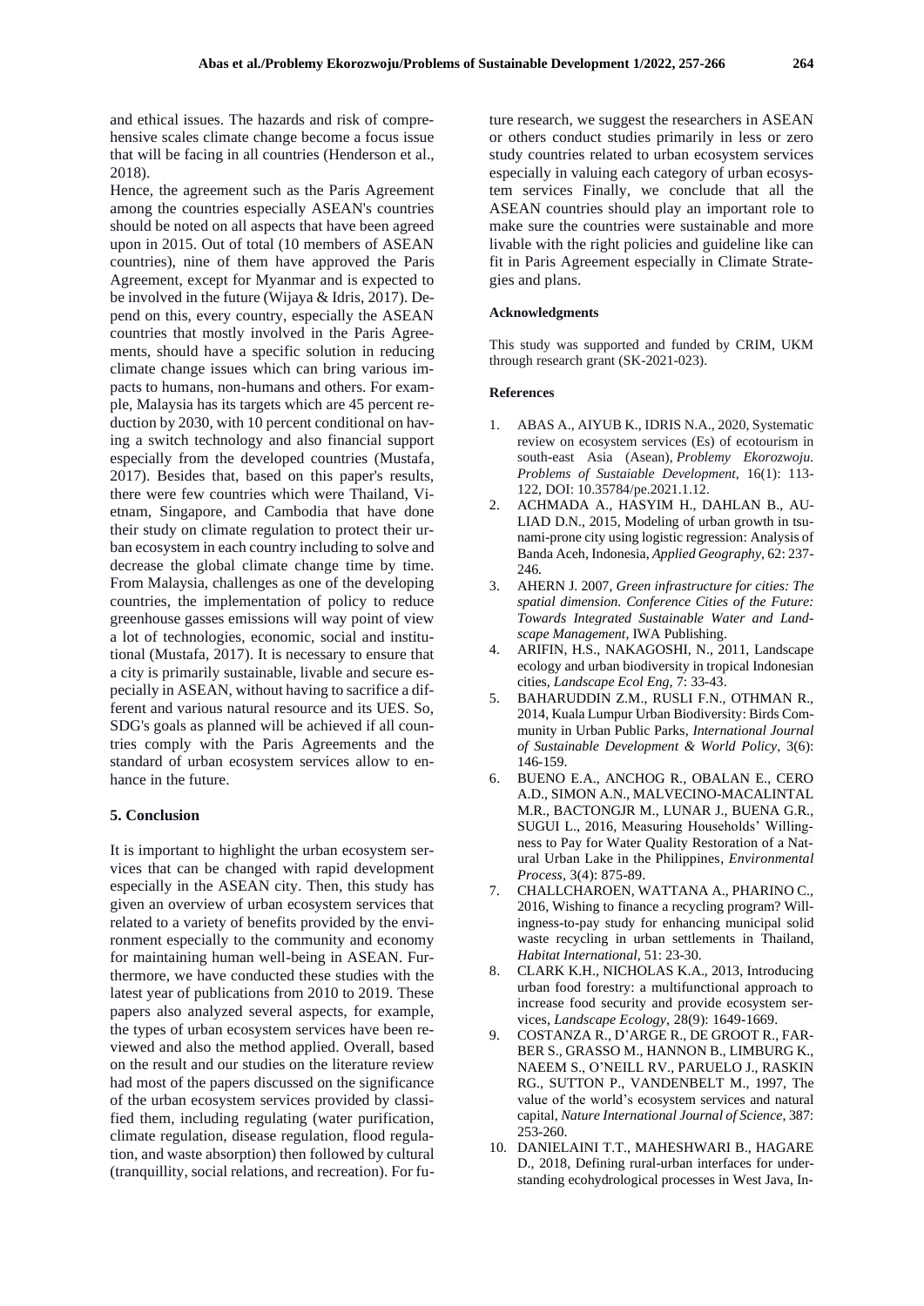and ethical issues. The hazards and risk of comprehensive scales climate change become a focus issue that will be facing in all countries (Henderson et al., 2018).

Hence, the agreement such as the Paris Agreement among the countries especially ASEAN's countries should be noted on all aspects that have been agreed upon in 2015. Out of total (10 members of ASEAN countries), nine of them have approved the Paris Agreement, except for Myanmar and is expected to be involved in the future (Wijaya & Idris, 2017). Depend on this, every country, especially the ASEAN countries that mostly involved in the Paris Agreements, should have a specific solution in reducing climate change issues which can bring various impacts to humans, non-humans and others. For example, Malaysia has its targets which are 45 percent reduction by 2030, with 10 percent conditional on having a switch technology and also financial support especially from the developed countries (Mustafa, 2017). Besides that, based on this paper's results, there were few countries which were Thailand, Vietnam, Singapore, and Cambodia that have done their study on climate regulation to protect their urban ecosystem in each country including to solve and decrease the global climate change time by time. From Malaysia, challenges as one of the developing countries, the implementation of policy to reduce greenhouse gasses emissions will way point of view a lot of technologies, economic, social and institutional (Mustafa, 2017). It is necessary to ensure that a city is primarily sustainable, livable and secure especially in ASEAN, without having to sacrifice a different and various natural resource and its UES. So, SDG's goals as planned will be achieved if all countries comply with the Paris Agreements and the standard of urban ecosystem services allow to enhance in the future.

## 5. Conclusion

It is important to highlight the urban ecosystem services that can be changed with rapid development especially in the ASEAN city. Then, this study has given an overview of urban ecosystem services that related to a variety of benefits provided by the environment especially to the community and economy for maintaining human well-being in ASEAN. Furthermore, we have conducted these studies with the latest year of publications from 2010 to 2019. These papers also analyzed several aspects, for example, the types of urban ecosystem services have been reviewed and also the method applied. Overall, based on the result and our studies on the literature review had most of the papers discussed on the significance of the urban ecosystem services provided by classified them, including regulating (water purification, climate regulation, disease regulation, flood regulation, and waste absorption) then followed by cultural (tranquillity, social relations, and recreation). For future research, we suggest the researchers in ASEAN or others conduct studies primarily in less or zero study countries related to urban ecosystem services especially in valuing each category of urban ecosystem services Finally, we conclude that all the ASEAN countries should play an important role to make sure the countries were sustainable and more livable with the right policies and guideline like can fit in Paris Agreement especially in Climate Strategies and plans.

### Acknowledgments

This study was supported and funded by CRIM, UKM through research grant (SK-2021-023).

### References

1. ABAS A., AIYUB K., IDRIS N.A., 2020, Systematic review on ecosystem services (Es) of ecotourism in south-east Asia (Asean), *Problemy Ekorozwoju. Problems of Sustaiable Development*, 16(1): 113-122, DOI: 10.35784/pe.2021.1.12.
2. ACHMADA A., HASYIM H., DAHLAN B., AULIAD D.N., 2015, Modeling of urban growth in tsunami-prone city using logistic regression: Analysis of Banda Aceh, Indonesia, *Applied Geography*, 62: 237-246.
3. AHERN J. 2007, *Green infrastructure for cities: The spatial dimension. Conference Cities of the Future: Towards Integrated Sustainable Water and Landscape Management*, IWA Publishing.
4. ARIFIN, H.S., NAKAGOSHI, N., 2011, Landscape ecology and urban biodiversity in tropical Indonesian cities, *Landscape Ecol Eng*, 7: 33-43.
5. BAHARUDDIN Z.M., RUSLI F.N., OTHMAN R., 2014, Kuala Lumpur Urban Biodiversity: Birds Community in Urban Public Parks, *International Journal of Sustainable Development & World Policy*, 3(6): 146-159.
6. BUENO E.A., ANCHOG R., OBALAN E., CERO A.D., SIMON A.N., MALVECINO-MACALINTAL M.R., BACTONGJR M., LUNAR J., BUENA G.R., SUGUI L., 2016, Measuring Households' Willingness to Pay for Water Quality Restoration of a Natural Urban Lake in the Philippines, *Environmental Process*, 3(4): 875-89.
7. CHALLCHAROEN, WATTANA A., PHARINO C., 2016, Wishing to finance a recycling program? Willingness-to-pay study for enhancing municipal solid waste recycling in urban settlements in Thailand, *Habitat International*, 51: 23-30.
8. CLARK K.H., NICHOLAS K.A., 2013, Introducing urban food forestry: a multifunctional approach to increase food security and provide ecosystem services, *Landscape Ecology*, 28(9): 1649-1669.
9. COSTANZA R., D'ARGE R., DE GROOT R., FARBER S., GRASSO M., HANNON B., LIMBURG K., NAEEM S., O'NEILL RV., PARUELO J., RASKIN RG., SUTTON P., VANDENBELT M., 1997, The value of the world's ecosystem services and natural capital, *Nature International Journal of Science*, 387: 253-260.
10. DANIELAINI T.T., MAHESHWARI B., HAGARE D., 2018, Defining rural-urban interfaces for understanding ecohydrological processes in West Java, In-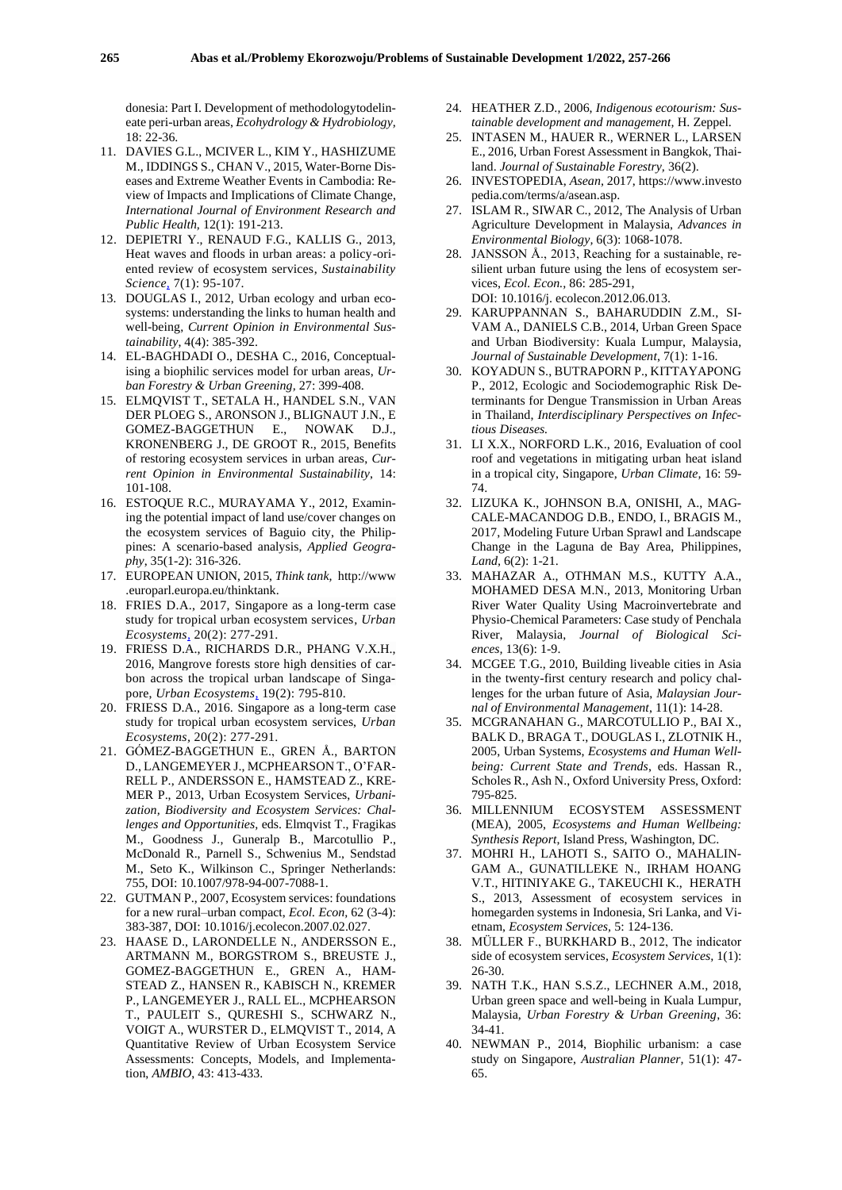donesia: Part I. Development of methodologytodelineate peri-urban areas, *Ecohydrology & Hydrobiology,* 18: 22-36.

11. DAVIES G.L., MCIVER L., KIM Y., HASHIZUME M., IDDINGS S., CHAN V., 2015, Water-Borne Diseases and Extreme Weather Events in Cambodia: Review of Impacts and Implications of Climate Change, *International Journal of Environment Research and Public Health,* 12(1): 191-213.
12. DEPIETRI Y., RENAUD F.G., KALLIS G., 2013, Heat waves and floods in urban areas: a policy-oriented review of ecosystem services, *Sustainability Science*, 7(1): 95-107.
13. DOUGLAS I., 2012, Urban ecology and urban ecosystems: understanding the links to human health and well-being, *Current Opinion in Environmental Sustainability,* 4(4): 385-392.
14. EL-BAGHDADI O., DESHA C., 2016, Conceptualising a biophilic services model for urban areas, *Urban Forestry & Urban Greening,* 27: 399-408.
15. ELMQVIST T., SETALA H., HANDEL S.N., VAN DER PLOEG S., ARONSON J., BLIGNAUT J.N., E GOMEZ-BAGGETHUN E., NOWAK D.J., KRONENBERG J., DE GROOT R., 2015, Benefits of restoring ecosystem services in urban areas, *Current Opinion in Environmental Sustainability*, 14: 101-108.
16. ESTOQUE R.C., MURAYAMA Y., 2012, Examining the potential impact of land use/cover changes on the ecosystem services of Baguio city, the Philippines: A scenario-based analysis, *Applied Geography,* 35(1-2): 316-326.
17. EUROPEAN UNION, 2015, *Think tank,* http://www.europarl.europa.eu/thinktank.
18. FRIES D.A., 2017, Singapore as a long-term case study for tropical urban ecosystem services, *Urban Ecosystems*, 20(2): 277-291.
19. FRIESS D.A., RICHARDS D.R., PHANG V.X.H., 2016, Mangrove forests store high densities of carbon across the tropical urban landscape of Singapore, *Urban Ecosystems*, 19(2): 795-810.
20. FRIESS D.A., 2016. Singapore as a long-term case study for tropical urban ecosystem services, *Urban Ecosystems*, 20(2): 277-291.
21. GÓMEZ-BAGGETHUN E., GREN Å., BARTON D., LANGEMEYER J., MCPHEARSON T., O'FARRELL P., ANDERSSON E., HAMSTEAD Z., KREMER P., 2013, Urban Ecosystem Services, *Urbanization, Biodiversity and Ecosystem Services: Challenges and Opportunities*, eds. Elmqvist T., Fragikas M., Goodness J., Guneralp B., Marcotullio P., McDonald R., Parnell S., Schwenius M., Sendstad M., Seto K., Wilkinson C., Springer Netherlands: 755, DOI: 10.1007/978-94-007-7088-1.
22. GUTMAN P., 2007, Ecosystem services: foundations for a new rural–urban compact, *Ecol. Econ,* 62 (3-4): 383-387, DOI: 10.1016/j.ecolecon.2007.02.027.
23. HAASE D., LARONDELLE N., ANDERSSON E., ARTMANN M., BORGSTROM S., BREUSTE J., GOMEZ-BAGGETHUN E., GREN A., HAMSTEAD Z., HANSEN R., KABISCH N., KREMER P., LANGEMEYER J., RALL EL., MCPHEARSON T., PAULEIT S., QURESHI S., SCHWARZ N., VOIGT A., WURSTER D., ELMQVIST T., 2014, A Quantitative Review of Urban Ecosystem Service Assessments: Concepts, Models, and Implementation, *AMBIO*, 43: 413-433.
24. HEATHER Z.D., 2006, *Indigenous ecotourism: Sustainable development and management*, H. Zeppel.
25. INTASEN M., HAUER R., WERNER L., LARSEN E., 2016, Urban Forest Assessment in Bangkok, Thailand. *Journal of Sustainable Forestry,* 36(2).
26. INVESTOPEDIA, *Asean,* 2017, https://www.investopedia.com/terms/a/asean.asp.
27. ISLAM R., SIWAR C., 2012, The Analysis of Urban Agriculture Development in Malaysia, *Advances in Environmental Biology,* 6(3): 1068-1078.
28. JANSSON Å., 2013, Reaching for a sustainable, resilient urban future using the lens of ecosystem services, *Ecol. Econ.*, 86: 285-291, DOI: 10.1016/j. ecolecon.2012.06.013.
29. KARUPPANNAN S., BAHARUDDIN Z.M., SIVAM A., DANIELS C.B., 2014, Urban Green Space and Urban Biodiversity: Kuala Lumpur, Malaysia, *Journal of Sustainable Development*, 7(1): 1-16.
30. KOYADUN S., BUTRAPORN P., KITTAYAPONG P., 2012, Ecologic and Sociodemographic Risk Determinants for Dengue Transmission in Urban Areas in Thailand, *Interdisciplinary Perspectives on Infectious Diseases.*
31. LI X.X., NORFORD L.K., 2016, Evaluation of cool roof and vegetations in mitigating urban heat island in a tropical city, Singapore, *Urban Climate,* 16: 59-74.
32. LIZUKA K., JOHNSON B.A, ONISHI, A., MAGCALE-MACANDOG D.B., ENDO, I., BRAGIS M., 2017, Modeling Future Urban Sprawl and Landscape Change in the Laguna de Bay Area, Philippines, *Land,* 6(2): 1-21.
33. MAHAZAR A., OTHMAN M.S., KUTTY A.A., MOHAMED DESA M.N., 2013, Monitoring Urban River Water Quality Using Macroinvertebrate and Physio-Chemical Parameters: Case study of Penchala River, Malaysia, *Journal of Biological Sciences,* 13(6): 1-9.
34. MCGEE T.G., 2010, Building liveable cities in Asia in the twenty-first century research and policy challenges for the urban future of Asia, *Malaysian Journal of Environmental Management*, 11(1): 14-28.
35. MCGRANAHAN G., MARCOTULLIO P., BAI X., BALK D., BRAGA T., DOUGLAS I., ZLOTNIK H., 2005, Urban Systems, *Ecosystems and Human Wellbeing: Current State and Trends*, eds. Hassan R., Scholes R., Ash N., Oxford University Press, Oxford: 795-825.
36. MILLENNIUM ECOSYSTEM ASSESSMENT (MEA), 2005, *Ecosystems and Human Wellbeing: Synthesis Report,* Island Press, Washington, DC.
37. MOHRI H., LAHOTI S., SAITO O., MAHALINGAM A., GUNATILLEKE N., IRHAM HOANG V.T., HITINIYAKE G., TAKEUCHI K., HERATH S., 2013, Assessment of ecosystem services in homegarden systems in Indonesia, Sri Lanka, and Vietnam, *Ecosystem Services*, 5: 124-136.
38. MÜLLER F., BURKHARD B., 2012, The indicator side of ecosystem services, *Ecosystem Services,* 1(1): 26-30.
39. NATH T.K., HAN S.S.Z., LECHNER A.M., 2018, Urban green space and well-being in Kuala Lumpur, Malaysia, *Urban Forestry & Urban Greening*, 36: 34-41.
40. NEWMAN P., 2014, Biophilic urbanism: a case study on Singapore, *Australian Planner,* 51(1): 47-65.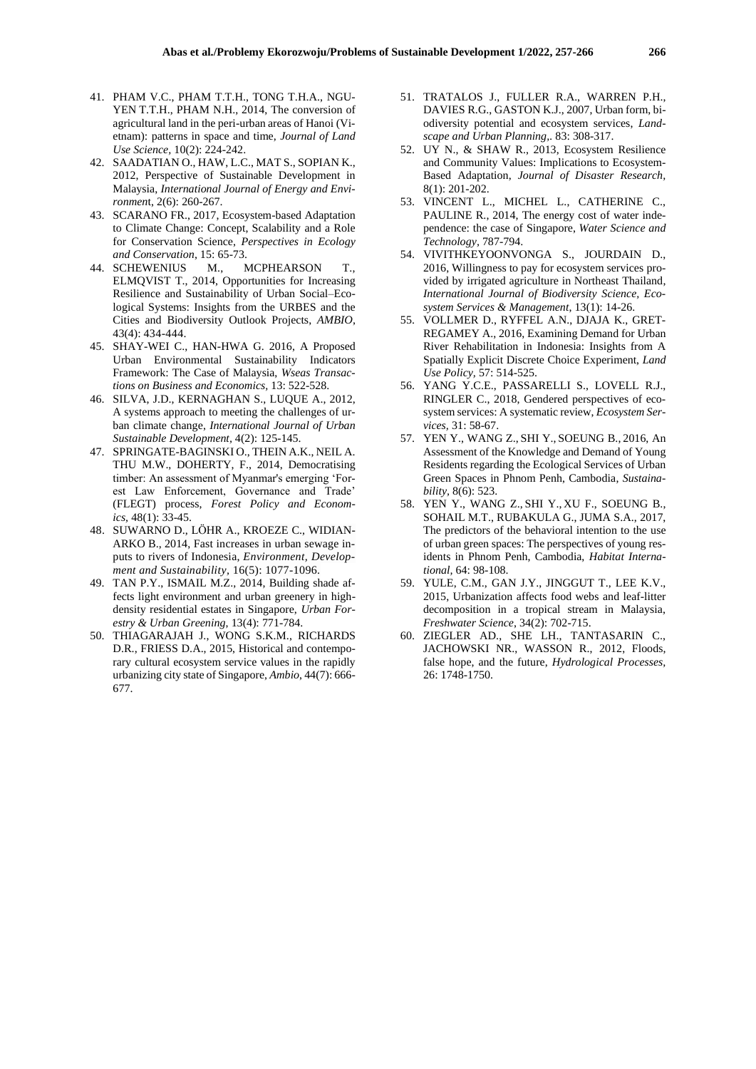41. PHAM V.C., PHAM T.T.H., TONG T.H.A., NGUYEN T.T.H., PHAM N.H., 2014, The conversion of agricultural land in the peri-urban areas of Hanoi (Vietnam): patterns in space and time, *Journal of Land Use Science*, 10(2): 224-242.
42. SAADATIAN O., HAW, L.C., MAT S., SOPIAN K., 2012, Perspective of Sustainable Development in Malaysia, *International Journal of Energy and Environment*, 2(6): 260-267.
43. SCARANO FR., 2017, Ecosystem-based Adaptation to Climate Change: Concept, Scalability and a Role for Conservation Science, *Perspectives in Ecology and Conservation*, 15: 65-73.
44. SCHEWENIUS M., MCPHEARSON T., ELMQVIST T., 2014, Opportunities for Increasing Resilience and Sustainability of Urban Social–Ecological Systems: Insights from the URBES and the Cities and Biodiversity Outlook Projects, *AMBIO*, 43(4): 434-444.
45. SHAY-WEI C., HAN-HWA G. 2016, A Proposed Urban Environmental Sustainability Indicators Framework: The Case of Malaysia, *Wseas Transactions on Business and Economics*, 13: 522-528.
46. SILVA, J.D., KERNAGHAN S., LUQUE A., 2012, A systems approach to meeting the challenges of urban climate change, *International Journal of Urban Sustainable Development*, 4(2): 125-145.
47. SPRINGATE-BAGINSKI O., THEIN A.K., NEIL A. THU M.W., DOHERTY, F., 2014, Democratising timber: An assessment of Myanmar's emerging 'Forest Law Enforcement, Governance and Trade' (FLEGT) process, *Forest Policy and Economics*, 48(1): 33-45.
48. SUWARNO D., LÖHR A., KROEZE C., WIDIANARKO B., 2014, Fast increases in urban sewage inputs to rivers of Indonesia, *Environment, Development and Sustainability*, 16(5): 1077-1096.
49. TAN P.Y., ISMAIL M.Z., 2014, Building shade affects light environment and urban greenery in high-density residential estates in Singapore, *Urban Forestry & Urban Greening*, 13(4): 771-784.
50. THIAGARAJAH J., WONG S.K.M., RICHARDS D.R., FRIESS D.A., 2015, Historical and contemporary cultural ecosystem service values in the rapidly urbanizing city state of Singapore, *Ambio*, 44(7): 666-677.
51. TRATALOS J., FULLER R.A., WARREN P.H., DAVIES R.G., GASTON K.J., 2007, Urban form, biodiversity potential and ecosystem services, *Landscape and Urban Planning*,. 83: 308-317.
52. UY N., & SHAW R., 2013, Ecosystem Resilience and Community Values: Implications to Ecosystem-Based Adaptation, *Journal of Disaster Research*, 8(1): 201-202.
53. VINCENT L., MICHEL L., CATHERINE C., PAULINE R., 2014, The energy cost of water independence: the case of Singapore, *Water Science and Technology*, 787-794.
54. VIVITHKEYOONVONGA S., JOURDAIN D., 2016, Willingness to pay for ecosystem services provided by irrigated agriculture in Northeast Thailand, *International Journal of Biodiversity Science, Ecosystem Services & Management*, 13(1): 14-26.
55. VOLLMER D., RYFFEL A.N., DJAJA K., GRET-REGAMEY A., 2016, Examining Demand for Urban River Rehabilitation in Indonesia: Insights from A Spatially Explicit Discrete Choice Experiment, *Land Use Policy*, 57: 514-525.
56. YANG Y.C.E., PASSARELLI S., LOVELL R.J., RINGLER C., 2018, Gendered perspectives of ecosystem services: A systematic review, *Ecosystem Services*, 31: 58-67.
57. YEN Y., WANG Z., SHI Y., SOEUNG B., 2016, An Assessment of the Knowledge and Demand of Young Residents regarding the Ecological Services of Urban Green Spaces in Phnom Penh, Cambodia, *Sustainability*, 8(6): 523.
58. YEN Y., WANG Z., SHI Y., XU F., SOEUNG B., SOHAIL M.T., RUBAKULA G., JUMA S.A., 2017, The predictors of the behavioral intention to the use of urban green spaces: The perspectives of young residents in Phnom Penh, Cambodia, *Habitat International*, 64: 98-108.
59. YULE, C.M., GAN J.Y., JINGGUT T., LEE K.V., 2015, Urbanization affects food webs and leaf-litter decomposition in a tropical stream in Malaysia, *Freshwater Science*, 34(2): 702-715.
60. ZIEGLER AD., SHE LH., TANTASARIN C., JACHOWSKI NR., WASSON R., 2012, Floods, false hope, and the future, *Hydrological Processes*, 26: 1748-1750.